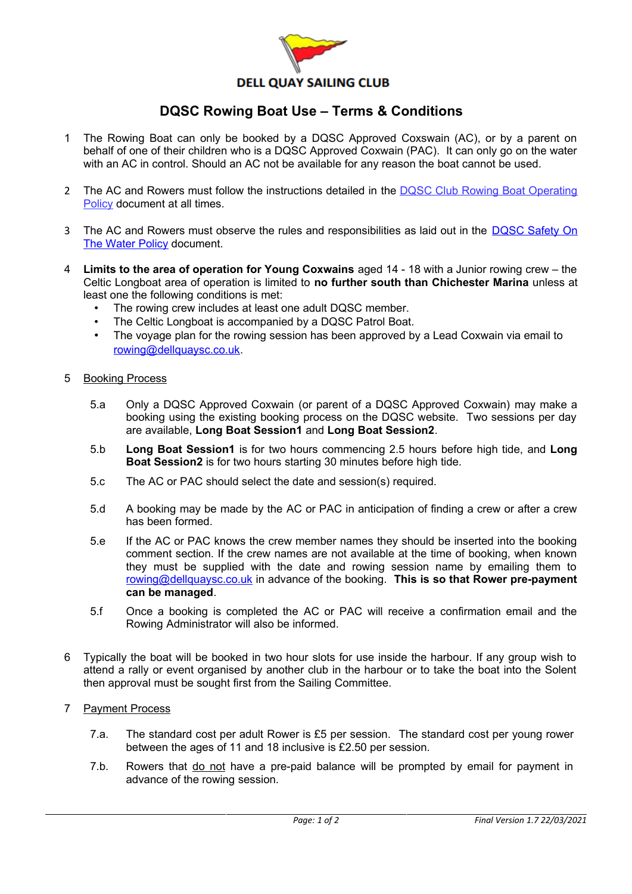DELL QUAY SAILING CLUB

# DQSC Rowing Boat Use – Terms & Conditions

1. The Rowing Boat can only be booked by a DQSC Approved Coxswain (AC), or by a parent on behalf of one of their children who is a DQSC Approved Coxwain (PAC). It can only go on the water with an AC in control. Should an AC not be available for any reason the boat cannot be used.

2. The AC and Rowers must follow the instructions detailed in the [DQSC Club Rowing Boat Operating Policy]() document at all times.

3. The AC and Rowers must observe the rules and responsibilities as laid out in the [DQSC Safety On The Water Policy]() document.

4. **Limits to the area of operation for Young Coxwains** aged 14 - 18 with a Junior rowing crew – the Celtic Longboat area of operation is limited to **no further south than Chichester Marina** unless at least one the following conditions is met:
   - The rowing crew includes at least one adult DQSC member.
   - The Celtic Longboat is accompanied by a DQSC Patrol Boat.
   - The voyage plan for the rowing session has been approved by a Lead Coxwain via email to [rowing@dellquaysc.co.uk](mailto:rowing@dellquaysc.co.uk).

5. <u>Booking Process</u>

   5.a Only a DQSC Approved Coxwain (or parent of a DQSC Approved Coxwain) may make a booking using the existing booking process on the DQSC website. Two sessions per day are available, **Long Boat Session1** and **Long Boat Session2**.

   5.b **Long Boat Session1** is for two hours commencing 2.5 hours before high tide, and **Long Boat Session2** is for two hours starting 30 minutes before high tide.

   5.c The AC or PAC should select the date and session(s) required.

   5.d A booking may be made by the AC or PAC in anticipation of finding a crew or after a crew has been formed.

   5.e If the AC or PAC knows the crew member names they should be inserted into the booking comment section. If the crew names are not available at the time of booking, when known they must be supplied with the date and rowing session name by emailing them to [rowing@dellquaysc.co.uk](mailto:rowing@dellquaysc.co.uk) in advance of the booking. **This is so that Rower pre-payment can be managed**.

   5.f Once a booking is completed the AC or PAC will receive a confirmation email and the Rowing Administrator will also be informed.

6. Typically the boat will be booked in two hour slots for use inside the harbour. If any group wish to attend a rally or event organised by another club in the harbour or to take the boat into the Solent then approval must be sought first from the Sailing Committee.

7. <u>Payment Process</u>

   7.a. The standard cost per adult Rower is £5 per session. The standard cost per young rower between the ages of 11 and 18 inclusive is £2.50 per session.

   7.b. Rowers that <u>do not</u> have a pre-paid balance will be prompted by email for payment in advance of the rowing session.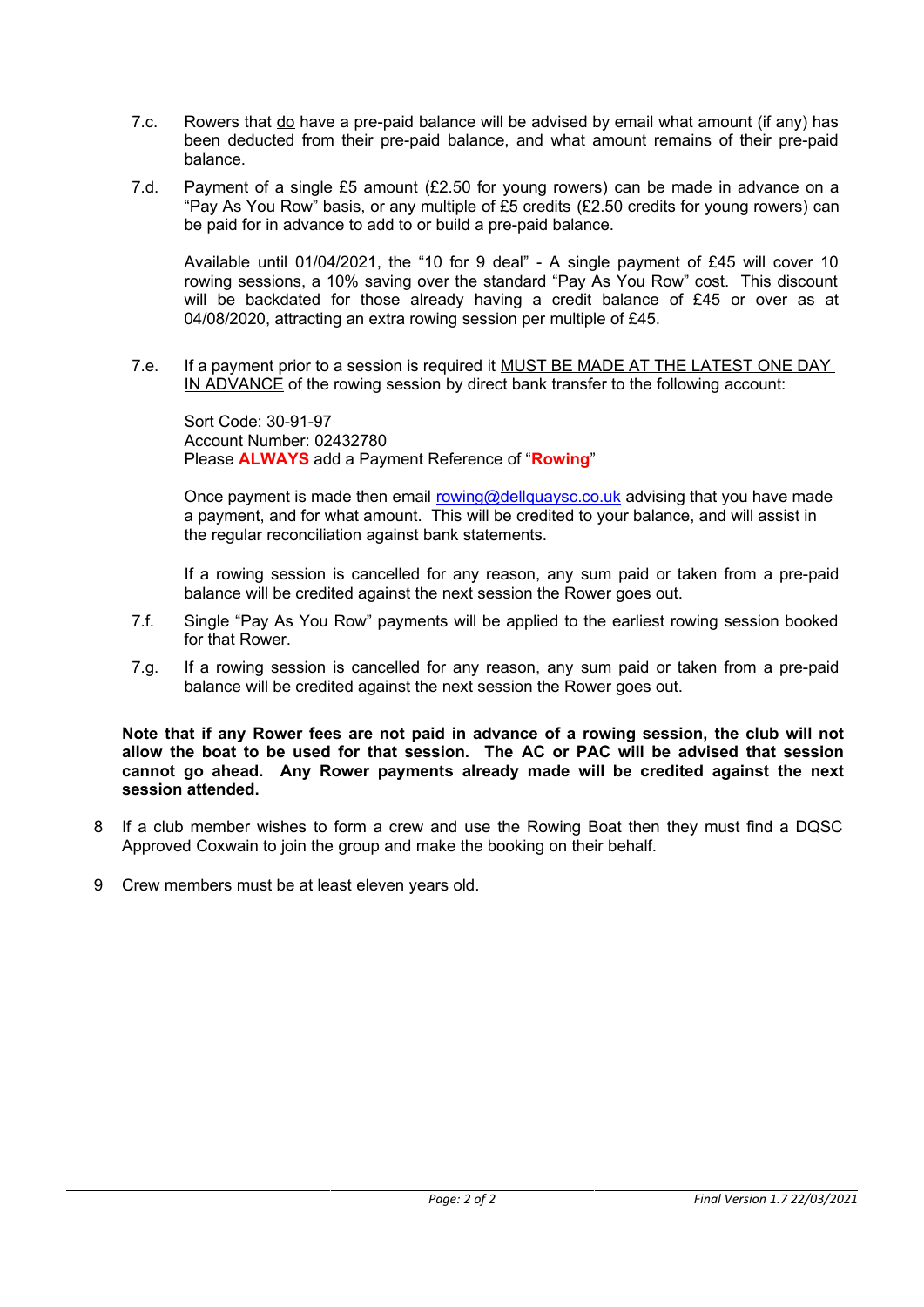7.c. Rowers that <u>do</u> have a pre-paid balance will be advised by email what amount (if any) has been deducted from their pre-paid balance, and what amount remains of their pre-paid balance.

7.d. Payment of a single £5 amount (£2.50 for young rowers) can be made in advance on a "Pay As You Row" basis, or any multiple of £5 credits (£2.50 credits for young rowers) can be paid for in advance to add to or build a pre-paid balance.

Available until 01/04/2021, the "10 for 9 deal" - A single payment of £45 will cover 10 rowing sessions, a 10% saving over the standard "Pay As You Row" cost. This discount will be backdated for those already having a credit balance of £45 or over as at 04/08/2020, attracting an extra rowing session per multiple of £45.

7.e. If a payment prior to a session is required it <u>MUST BE MADE AT THE LATEST ONE DAY IN ADVANCE</u> of the rowing session by direct bank transfer to the following account:

Sort Code: 30-91-97
Account Number: 02432780
Please **ALWAYS** add a Payment Reference of "**Rowing**"

Once payment is made then email rowing@dellquaysc.co.uk advising that you have made a payment, and for what amount. This will be credited to your balance, and will assist in the regular reconciliation against bank statements.

If a rowing session is cancelled for any reason, any sum paid or taken from a pre-paid balance will be credited against the next session the Rower goes out.

7.f. Single "Pay As You Row" payments will be applied to the earliest rowing session booked for that Rower.

7.g. If a rowing session is cancelled for any reason, any sum paid or taken from a pre-paid balance will be credited against the next session the Rower goes out.

**Note that if any Rower fees are not paid in advance of a rowing session, the club will not allow the boat to be used for that session. The AC or PAC will be advised that session cannot go ahead. Any Rower payments already made will be credited against the next session attended.**

8 If a club member wishes to form a crew and use the Rowing Boat then they must find a DQSC Approved Coxwain to join the group and make the booking on their behalf.

9 Crew members must be at least eleven years old.

*Final Version 1.7 22/03/2021*